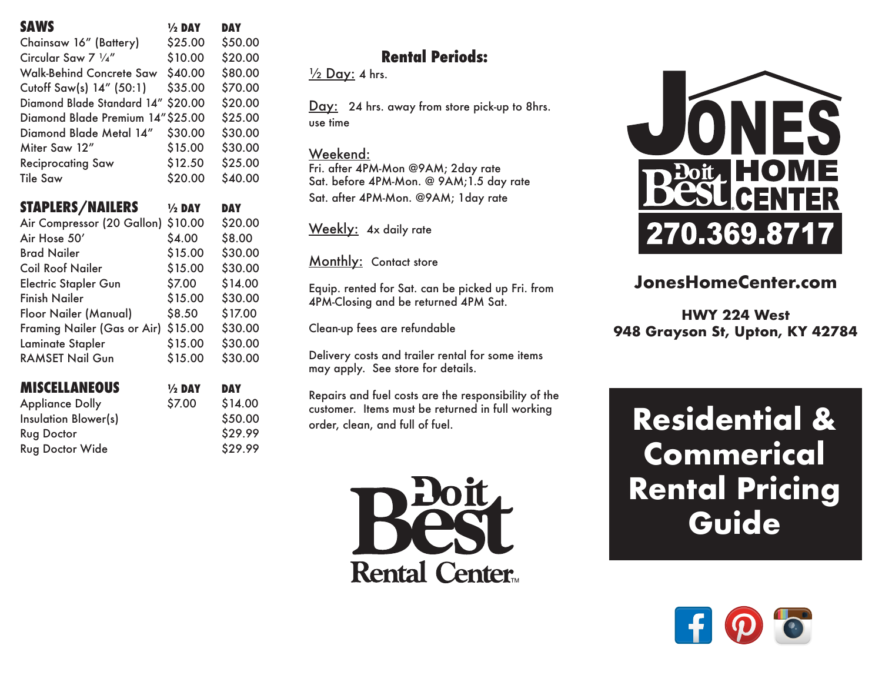## SAWS

| SAWS | ½ DAY | DAY |
|---|---|---|
| Chainsaw 16" (Battery) | $25.00 | $50.00 |
| Circular Saw 7 ¼" | $10.00 | $20.00 |
| Walk-Behind Concrete Saw | $40.00 | $80.00 |
| Cutoff Saw(s) 14" (50:1) | $35.00 | $70.00 |
| Diamond Blade Standard 14" | $20.00 | $20.00 |
| Diamond Blade Premium 14" | $25.00 | $25.00 |
| Diamond Blade Metal 14" | $30.00 | $30.00 |
| Miter Saw 12" | $15.00 | $30.00 |
| Reciprocating Saw | $12.50 | $25.00 |
| Tile Saw | $20.00 | $40.00 |

## STAPLERS/NAILERS

| STAPLERS/NAILERS | ½ DAY | DAY |
|---|---|---|
| Air Compressor (20 Gallon) | $10.00 | $20.00 |
| Air Hose 50' | $4.00 | $8.00 |
| Brad Nailer | $15.00 | $30.00 |
| Coil Roof Nailer | $15.00 | $30.00 |
| Electric Stapler Gun | $7.00 | $14.00 |
| Finish Nailer | $15.00 | $30.00 |
| Floor Nailer (Manual) | $8.50 | $17.00 |
| Framing Nailer (Gas or Air) | $15.00 | $30.00 |
| Laminate Stapler | $15.00 | $30.00 |
| RAMSET Nail Gun | $15.00 | $30.00 |

## MISCELLANEOUS

| MISCELLANEOUS | ½ DAY | DAY |
|---|---|---|
| Appliance Dolly | $7.00 | $14.00 |
| Insulation Blower(s) | | $50.00 |
| Rug Doctor | | $29.99 |
| Rug Doctor Wide | | $29.99 |

## Rental Periods:

½ Day: 4 hrs.

Day: 24 hrs. away from store pick-up to 8hrs. use time

Weekend:
Fri. after 4PM-Mon @9AM; 2day rate
Sat. before 4PM-Mon. @ 9AM;1.5 day rate
Sat. after 4PM-Mon. @9AM; 1day rate

Weekly: 4x daily rate

Monthly: Contact store

Equip. rented for Sat. can be picked up Fri. from 4PM-Closing and be returned 4PM Sat.

Clean-up fees are refundable

Delivery costs and trailer rental for some items may apply. See store for details.

Repairs and fuel costs are the responsibility of the customer. Items must be returned in full working order, clean, and full of fuel.

Do it Best Rental Center™

# JONES Do it Best HOME CENTER

**270.369.8717**

**JonesHomeCenter.com**

**HWY 224 West**
**948 Grayson St, Upton, KY 42784**

# Residential & Commerical Rental Pricing Guide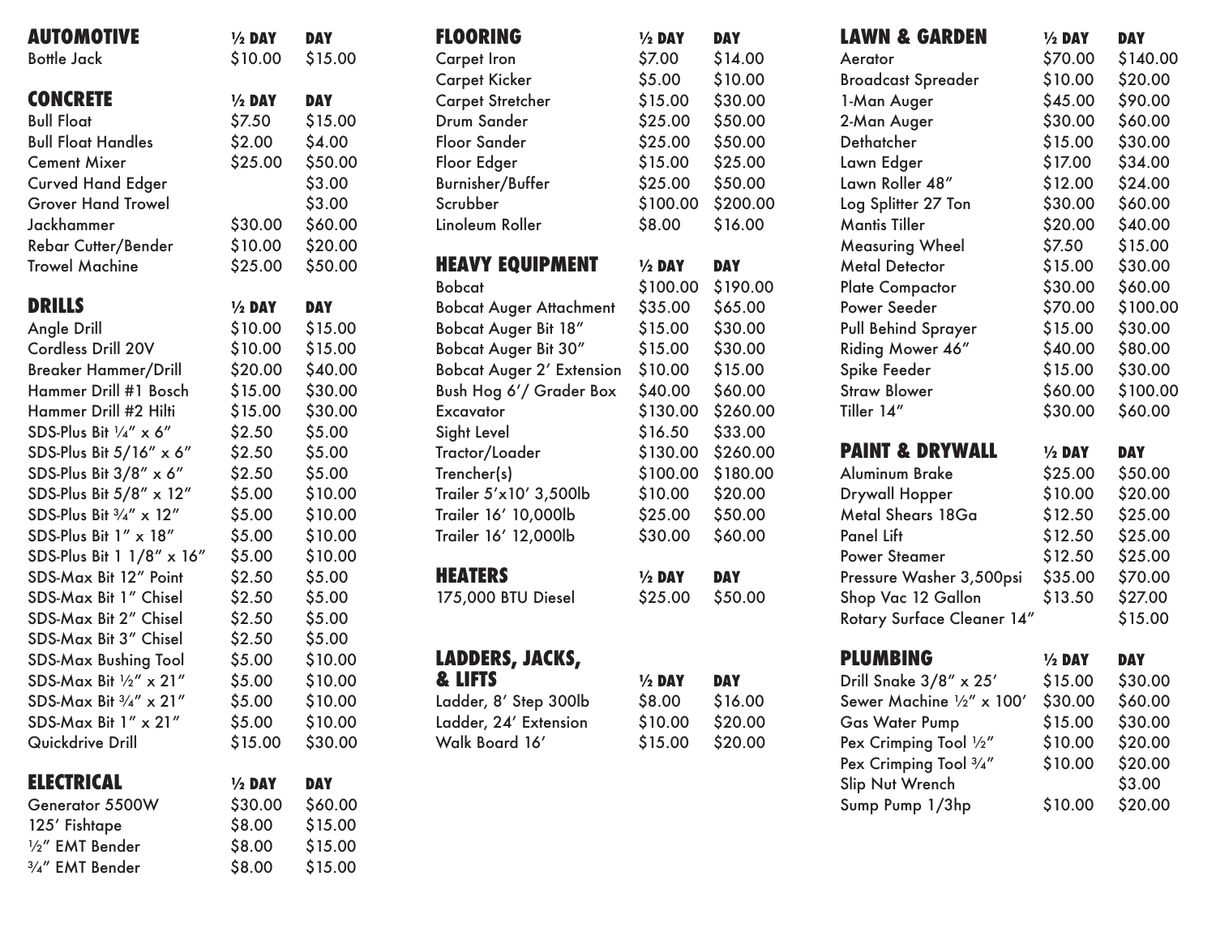## AUTOMOTIVE

| AUTOMOTIVE | ½ DAY | DAY |
|---|---|---|
| Bottle Jack | $10.00 | $15.00 |

## CONCRETE

| CONCRETE | ½ DAY | DAY |
|---|---|---|
| Bull Float | $7.50 | $15.00 |
| Bull Float Handles | $2.00 | $4.00 |
| Cement Mixer | $25.00 | $50.00 |
| Curved Hand Edger | | $3.00 |
| Grover Hand Trowel | | $3.00 |
| Jackhammer | $30.00 | $60.00 |
| Rebar Cutter/Bender | $10.00 | $20.00 |
| Trowel Machine | $25.00 | $50.00 |

## DRILLS

| DRILLS | ½ DAY | DAY |
|---|---|---|
| Angle Drill | $10.00 | $15.00 |
| Cordless Drill 20V | $10.00 | $15.00 |
| Breaker Hammer/Drill | $20.00 | $40.00 |
| Hammer Drill #1 Bosch | $15.00 | $30.00 |
| Hammer Drill #2 Hilti | $15.00 | $30.00 |
| SDS-Plus Bit ¼" x 6" | $2.50 | $5.00 |
| SDS-Plus Bit 5/16" x 6" | $2.50 | $5.00 |
| SDS-Plus Bit 3/8" x 6" | $2.50 | $5.00 |
| SDS-Plus Bit 5/8" x 12" | $5.00 | $10.00 |
| SDS-Plus Bit ¾" x 12" | $5.00 | $10.00 |
| SDS-Plus Bit 1" x 18" | $5.00 | $10.00 |
| SDS-Plus Bit 1 1/8" x 16" | $5.00 | $10.00 |
| SDS-Max Bit 12" Point | $2.50 | $5.00 |
| SDS-Max Bit 1" Chisel | $2.50 | $5.00 |
| SDS-Max Bit 2" Chisel | $2.50 | $5.00 |
| SDS-Max Bit 3" Chisel | $2.50 | $5.00 |
| SDS-Max Bushing Tool | $5.00 | $10.00 |
| SDS-Max Bit ½" x 21" | $5.00 | $10.00 |
| SDS-Max Bit ¾" x 21" | $5.00 | $10.00 |
| SDS-Max Bit 1" x 21" | $5.00 | $10.00 |
| Quickdrive Drill | $15.00 | $30.00 |

## ELECTRICAL

| ELECTRICAL | ½ DAY | DAY |
|---|---|---|
| Generator 5500W | $30.00 | $60.00 |
| 125' Fishtape | $8.00 | $15.00 |
| ½" EMT Bender | $8.00 | $15.00 |
| ¾" EMT Bender | $8.00 | $15.00 |

## FLOORING

| FLOORING | ½ DAY | DAY |
|---|---|---|
| Carpet Iron | $7.00 | $14.00 |
| Carpet Kicker | $5.00 | $10.00 |
| Carpet Stretcher | $15.00 | $30.00 |
| Drum Sander | $25.00 | $50.00 |
| Floor Sander | $25.00 | $50.00 |
| Floor Edger | $15.00 | $25.00 |
| Burnisher/Buffer | $25.00 | $50.00 |
| Scrubber | $100.00 | $200.00 |
| Linoleum Roller | $8.00 | $16.00 |

## HEAVY EQUIPMENT

| HEAVY EQUIPMENT | ½ DAY | DAY |
|---|---|---|
| Bobcat | $100.00 | $190.00 |
| Bobcat Auger Attachment | $35.00 | $65.00 |
| Bobcat Auger Bit 18" | $15.00 | $30.00 |
| Bobcat Auger Bit 30" | $15.00 | $30.00 |
| Bobcat Auger 2' Extension | $10.00 | $15.00 |
| Bush Hog 6'/ Grader Box | $40.00 | $60.00 |
| Excavator | $130.00 | $260.00 |
| Sight Level | $16.50 | $33.00 |
| Tractor/Loader | $130.00 | $260.00 |
| Trencher(s) | $100.00 | $180.00 |
| Trailer 5'x10' 3,500lb | $10.00 | $20.00 |
| Trailer 16' 10,000lb | $25.00 | $50.00 |
| Trailer 16' 12,000lb | $30.00 | $60.00 |

## HEATERS

| HEATERS | ½ DAY | DAY |
|---|---|---|
| 175,000 BTU Diesel | $25.00 | $50.00 |

## LADDERS, JACKS, & LIFTS

| LADDERS, JACKS, & LIFTS | ½ DAY | DAY |
|---|---|---|
| Ladder, 8' Step 300lb | $8.00 | $16.00 |
| Ladder, 24' Extension | $10.00 | $20.00 |
| Walk Board 16' | $15.00 | $20.00 |

## LAWN & GARDEN

| LAWN & GARDEN | ½ DAY | DAY |
|---|---|---|
| Aerator | $70.00 | $140.00 |
| Broadcast Spreader | $10.00 | $20.00 |
| 1-Man Auger | $45.00 | $90.00 |
| 2-Man Auger | $30.00 | $60.00 |
| Dethatcher | $15.00 | $30.00 |
| Lawn Edger | $17.00 | $34.00 |
| Lawn Roller 48" | $12.00 | $24.00 |
| Log Splitter 27 Ton | $30.00 | $60.00 |
| Mantis Tiller | $20.00 | $40.00 |
| Measuring Wheel | $7.50 | $15.00 |
| Metal Detector | $15.00 | $30.00 |
| Plate Compactor | $30.00 | $60.00 |
| Power Seeder | $70.00 | $100.00 |
| Pull Behind Sprayer | $15.00 | $30.00 |
| Riding Mower 46" | $40.00 | $80.00 |
| Spike Feeder | $15.00 | $30.00 |
| Straw Blower | $60.00 | $100.00 |
| Tiller 14" | $30.00 | $60.00 |

## PAINT & DRYWALL

| PAINT & DRYWALL | ½ DAY | DAY |
|---|---|---|
| Aluminum Brake | $25.00 | $50.00 |
| Drywall Hopper | $10.00 | $20.00 |
| Metal Shears 18Ga | $12.50 | $25.00 |
| Panel Lift | $12.50 | $25.00 |
| Power Steamer | $12.50 | $25.00 |
| Pressure Washer 3,500psi | $35.00 | $70.00 |
| Shop Vac 12 Gallon | $13.50 | $27.00 |
| Rotary Surface Cleaner 14" | | $15.00 |

## PLUMBING

| PLUMBING | ½ DAY | DAY |
|---|---|---|
| Drill Snake 3/8" x 25' | $15.00 | $30.00 |
| Sewer Machine ½" x 100' | $30.00 | $60.00 |
| Gas Water Pump | $15.00 | $30.00 |
| Pex Crimping Tool ½" | $10.00 | $20.00 |
| Pex Crimping Tool ¾" | $10.00 | $20.00 |
| Slip Nut Wrench | | $3.00 |
| Sump Pump 1/3hp | $10.00 | $20.00 |